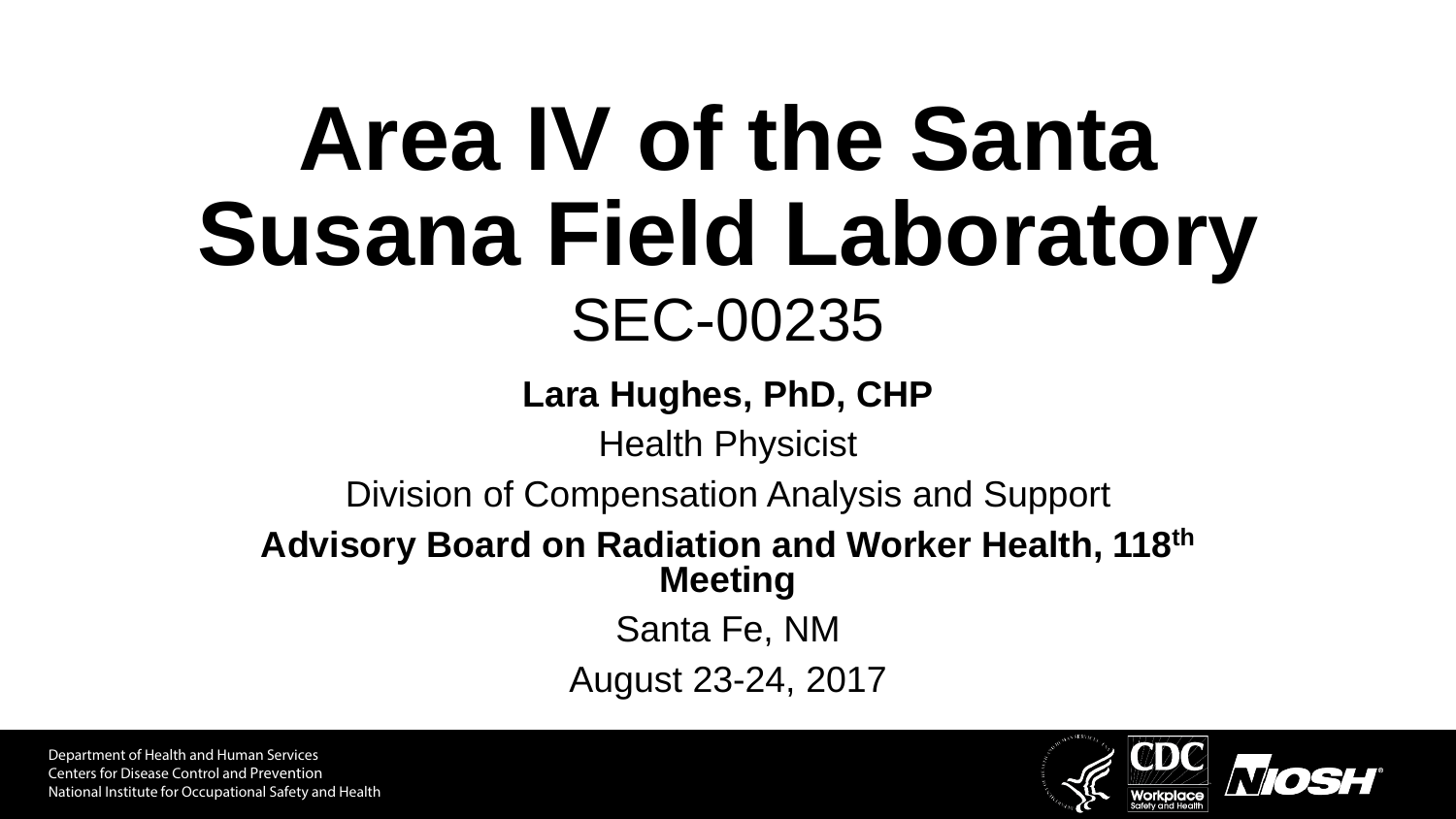# Area IV of the Santa Susana Field Laboratory

SEC-00235

**Lara Hughes, PhD, CHP**

Health Physicist

Division of Compensation Analysis and Support

**Advisory Board on Radiation and Worker Health, 118th Meeting**

Santa Fe, NM

August 23-24, 2017

Department of Health and Human Services
Centers for Disease Control and Prevention
National Institute for Occupational Safety and Health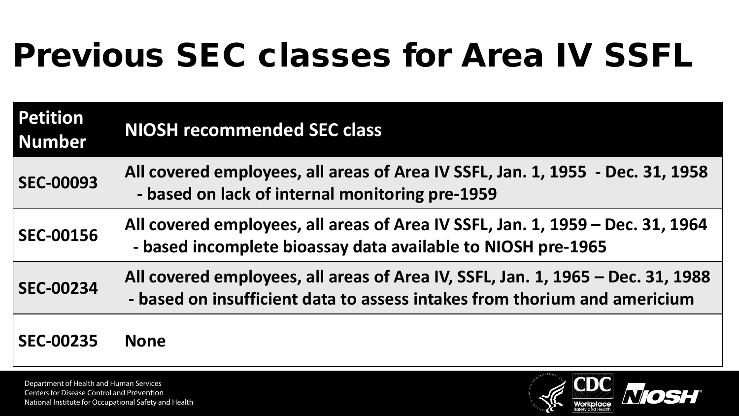# Previous SEC classes for Area IV SSFL

| Petition Number | NIOSH recommended SEC class |
|---|---|
| SEC-00093 | All covered employees, all areas of Area IV SSFL, Jan. 1, 1955 - Dec. 31, 1958 - based on lack of internal monitoring pre-1959 |
| SEC-00156 | All covered employees, all areas of Area IV SSFL, Jan. 1, 1959 – Dec. 31, 1964 - based incomplete bioassay data available to NIOSH pre-1965 |
| SEC-00234 | All covered employees, all areas of Area IV, SSFL, Jan. 1, 1965 – Dec. 31, 1988 - based on insufficient data to assess intakes from thorium and americium |
| SEC-00235 | None |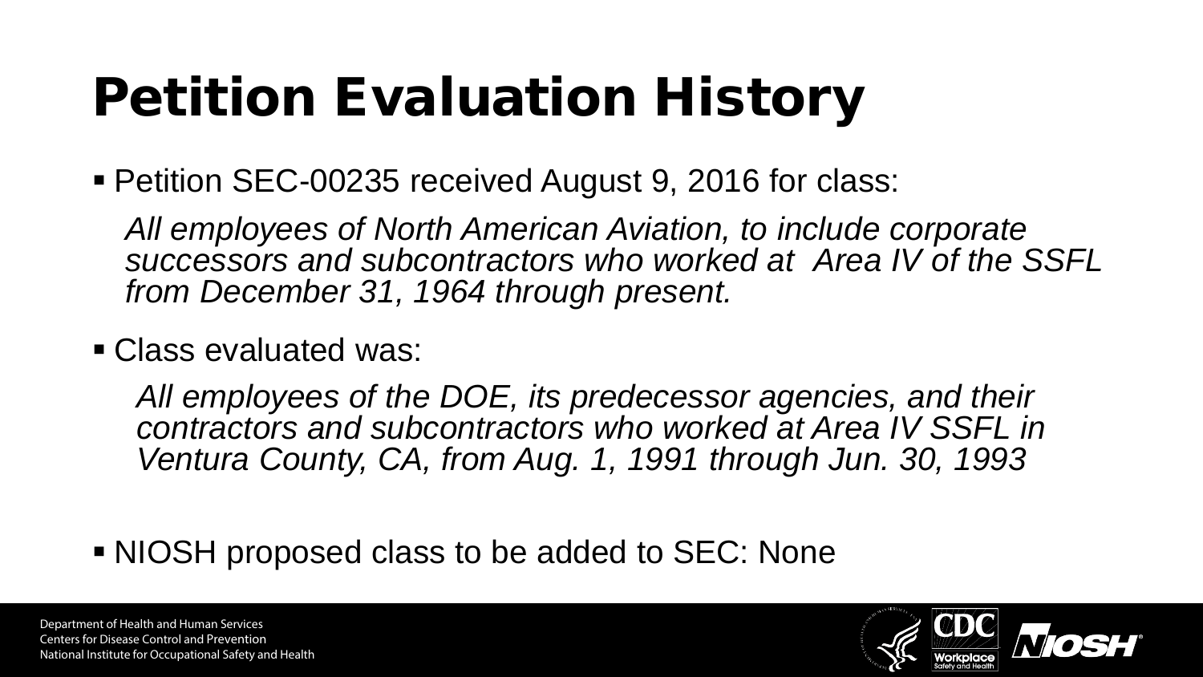# Petition Evaluation History

- Petition SEC-00235 received August 9, 2016 for class:

  *All employees of North American Aviation, to include corporate successors and subcontractors who worked at Area IV of the SSFL from December 31, 1964 through present.*

- Class evaluated was:

  *All employees of the DOE, its predecessor agencies, and their contractors and subcontractors who worked at Area IV SSFL in Ventura County, CA, from Aug. 1, 1991 through Jun. 30, 1993*

- NIOSH proposed class to be added to SEC: None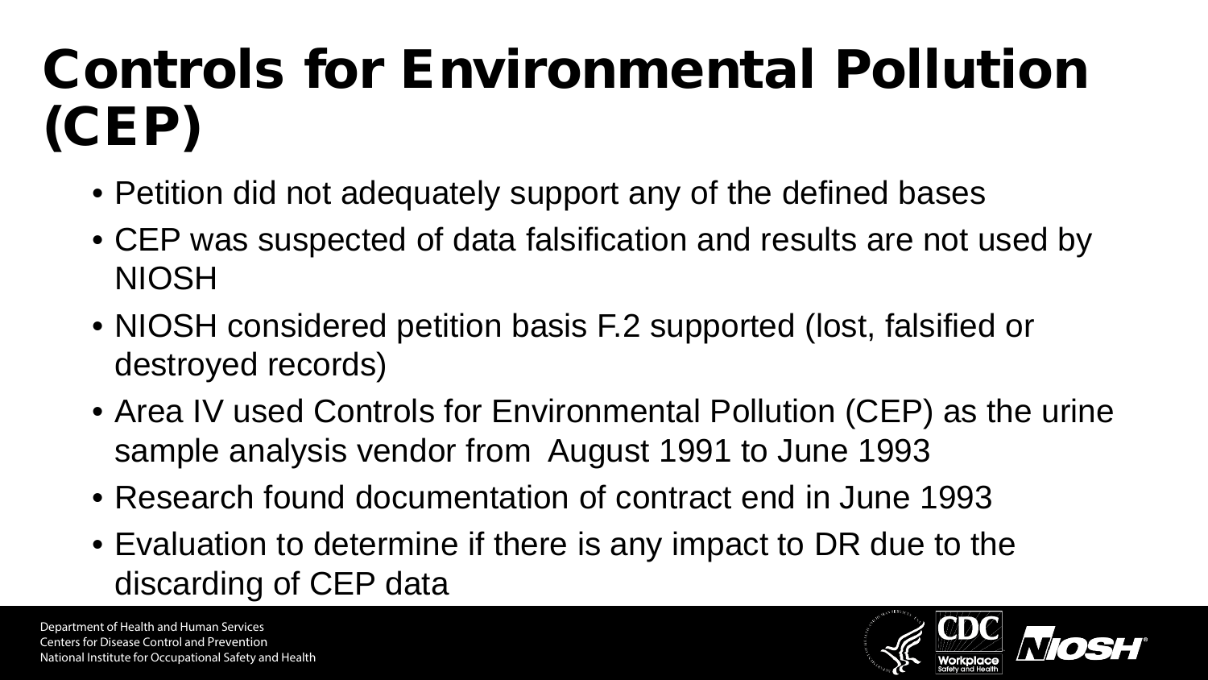# Controls for Environmental Pollution (CEP)

- Petition did not adequately support any of the defined bases
- CEP was suspected of data falsification and results are not used by NIOSH
- NIOSH considered petition basis F.2 supported (lost, falsified or destroyed records)
- Area IV used Controls for Environmental Pollution (CEP) as the urine sample analysis vendor from August 1991 to June 1993
- Research found documentation of contract end in June 1993
- Evaluation to determine if there is any impact to DR due to the discarding of CEP data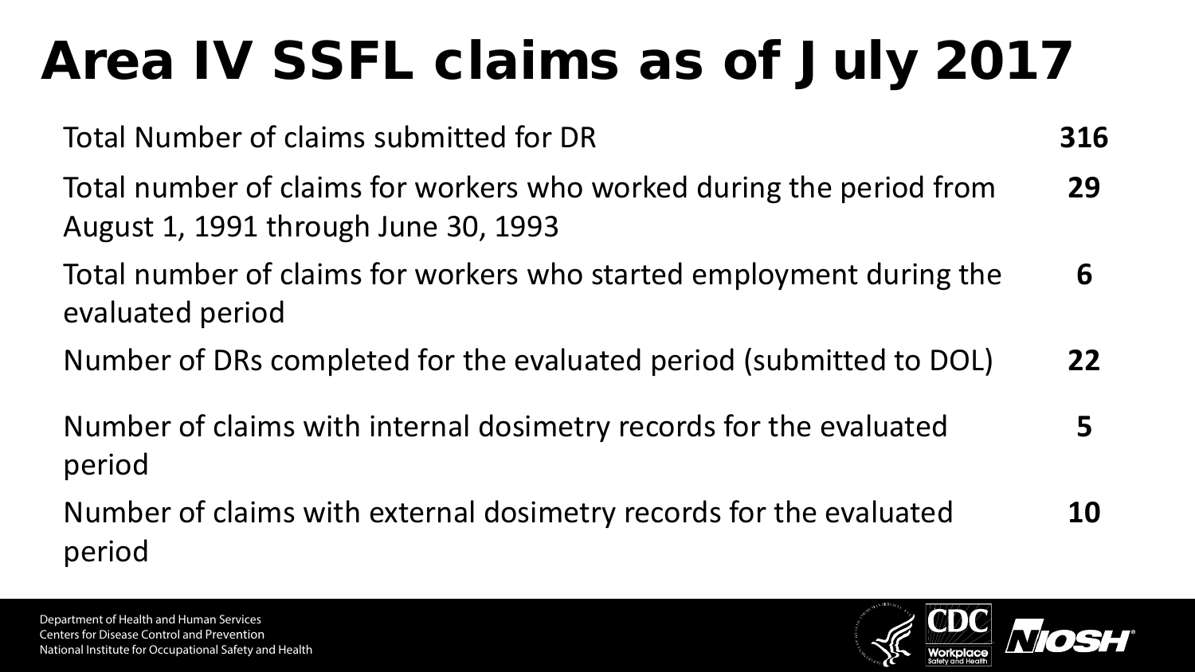# Area IV SSFL claims as of July 2017

| | |
|---|---|
| Total Number of claims submitted for DR | **316** |
| Total number of claims for workers who worked during the period from August 1, 1991 through June 30, 1993 | **29** |
| Total number of claims for workers who started employment during the evaluated period | **6** |
| Number of DRs completed for the evaluated period (submitted to DOL) | **22** |
| Number of claims with internal dosimetry records for the evaluated period | **5** |
| Number of claims with external dosimetry records for the evaluated period | **10** |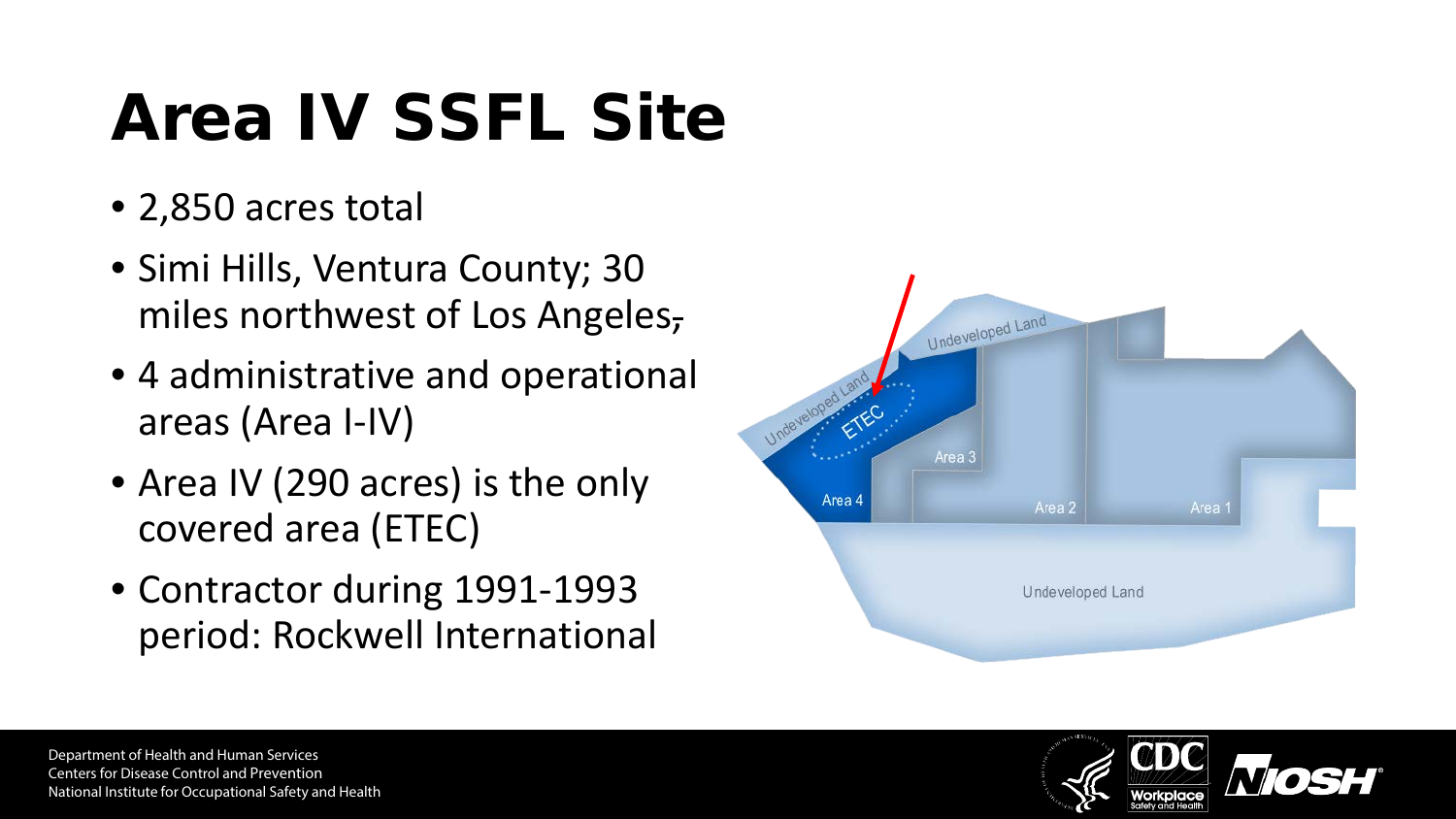# Area IV SSFL Site

- 2,850 acres total
- Simi Hills, Ventura County; 30 miles northwest of Los Angeles,
- 4 administrative and operational areas (Area I-IV)
- Area IV (290 acres) is the only covered area (ETEC)
- Contractor during 1991-1993 period: Rockwell International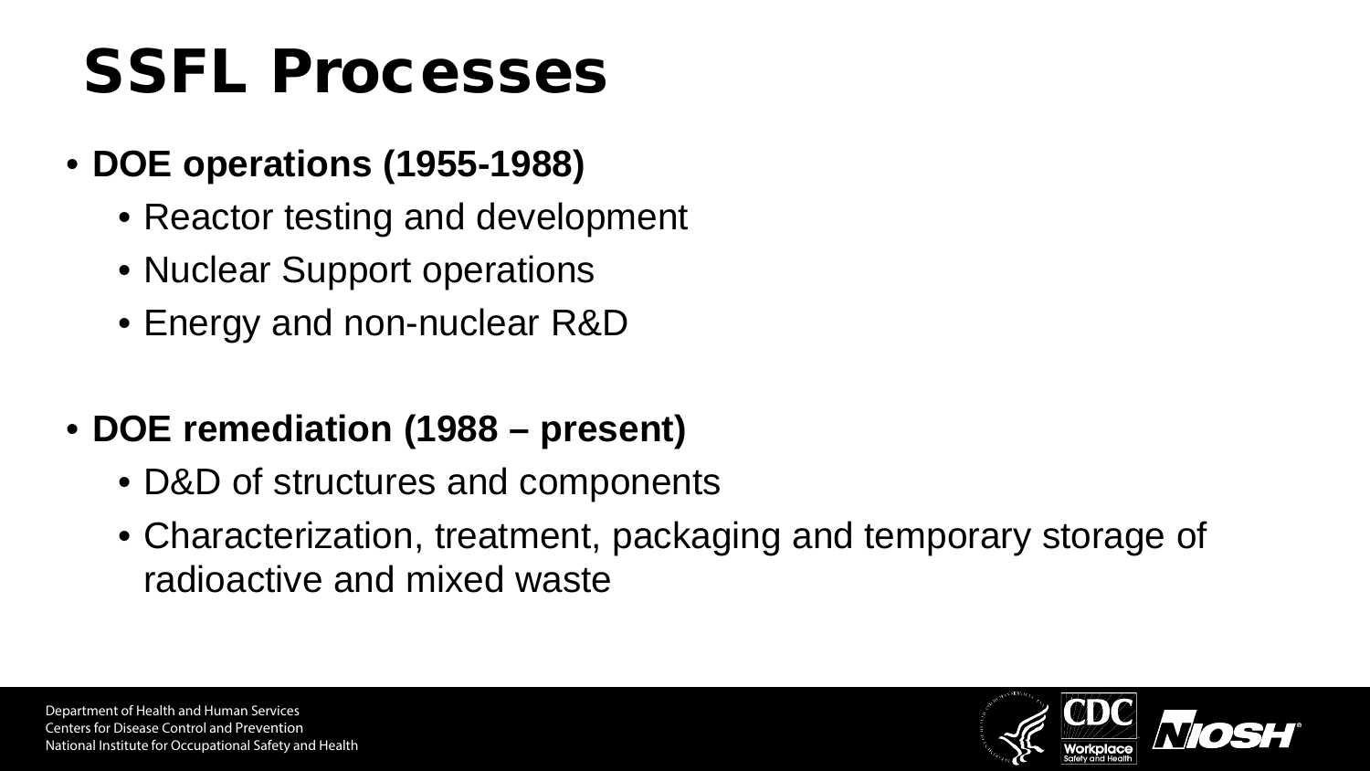# SSFL Processes

- **DOE operations (1955-1988)**
  - Reactor testing and development
  - Nuclear Support operations
  - Energy and non-nuclear R&D

- **DOE remediation (1988 – present)**
  - D&D of structures and components
  - Characterization, treatment, packaging and temporary storage of radioactive and mixed waste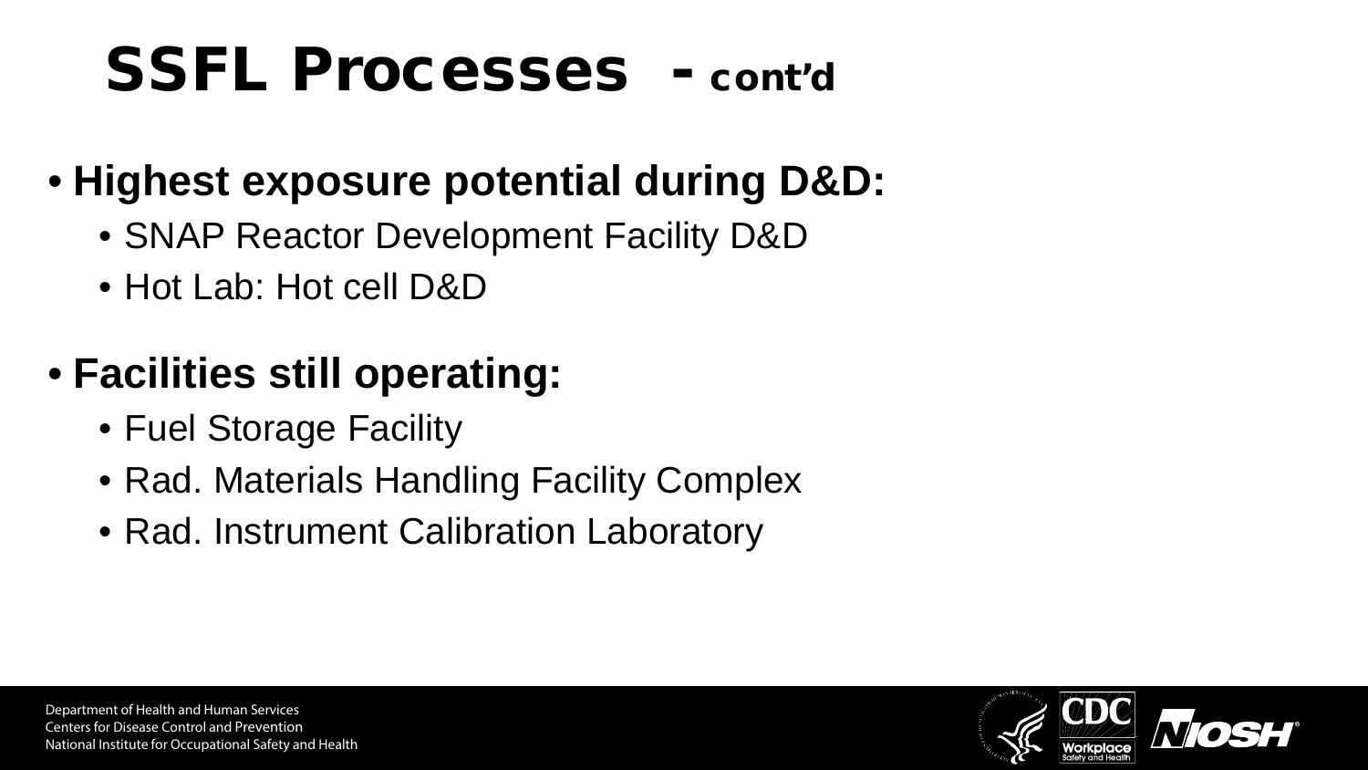# SSFL Processes - cont'd

- **Highest exposure potential during D&D:**
  - SNAP Reactor Development Facility D&D
  - Hot Lab: Hot cell D&D
- **Facilities still operating:**
  - Fuel Storage Facility
  - Rad. Materials Handling Facility Complex
  - Rad. Instrument Calibration Laboratory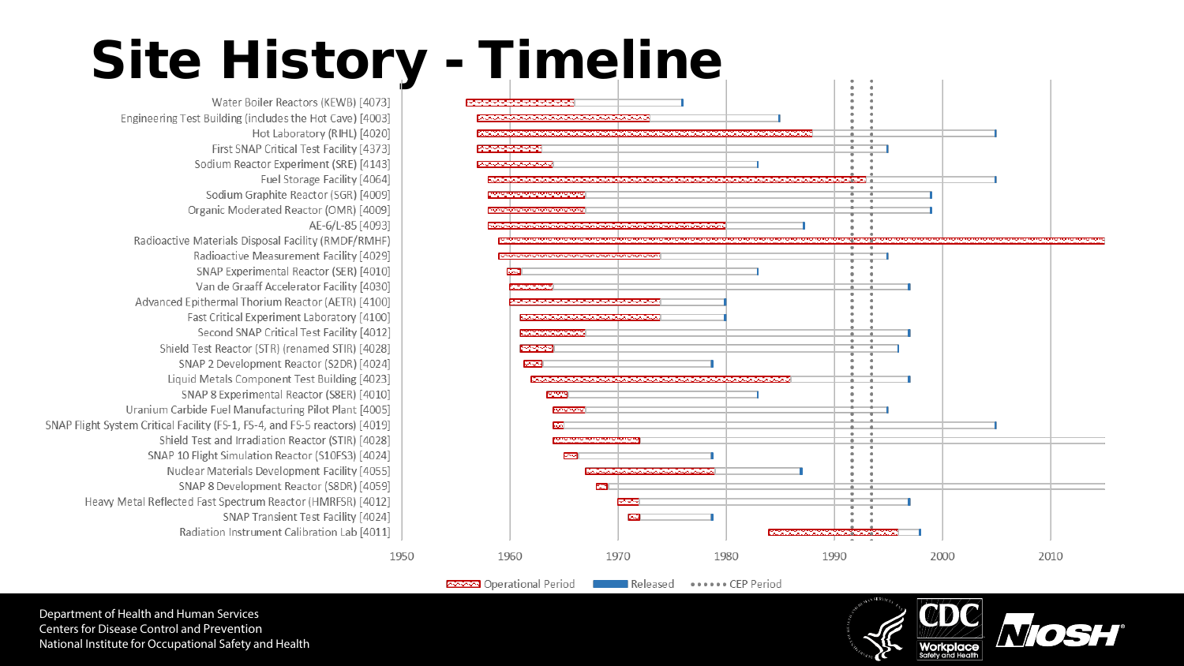# Site History - Timeline

- Water Boiler Reactors (KEWB) [4073]
- Engineering Test Building (includes the Hot Cave) [4003]
- Hot Laboratory (RIHL) [4020]
- First SNAP Critical Test Facility [4373]
- Sodium Reactor Experiment (SRE) [4143]
- Fuel Storage Facility [4064]
- Sodium Graphite Reactor (SGR) [4009]
- Organic Moderated Reactor (OMR) [4009]
- AE-6/L-85 [4093]
- Radioactive Materials Disposal Facility (RMDF/RMHF)
- Radioactive Measurement Facility [4029]
- SNAP Experimental Reactor (SER) [4010]
- Van de Graaff Accelerator Facility [4030]
- Advanced Epithermal Thorium Reactor (AETR) [4100]
- Fast Critical Experiment Laboratory [4100]
- Second SNAP Critical Test Facility [4012]
- Shield Test Reactor (STR) (renamed STIR) [4028]
- SNAP 2 Development Reactor (S2DR) [4024]
- Liquid Metals Component Test Building [4023]
- SNAP 8 Experimental Reactor (S8ER) [4010]
- Uranium Carbide Fuel Manufacturing Pilot Plant [4005]
- SNAP Flight System Critical Facility (FS-1, FS-4, and FS-5 reactors) [4019]
- Shield Test and Irradiation Reactor (STIR) [4028]
- SNAP 10 Flight Simulation Reactor (S10FS3) [4024]
- Nuclear Materials Development Facility [4055]
- SNAP 8 Development Reactor (S8DR) [4059]
- Heavy Metal Reflected Fast Spectrum Reactor (HMRFSR) [4012]
- SNAP Transient Test Facility [4024]
- Radiation Instrument Calibration Lab [4011]

1950 1960 1970 1980 1990 2000 2010

Operational Period | Released | CEP Period

Department of Health and Human Services
Centers for Disease Control and Prevention
National Institute for Occupational Safety and Health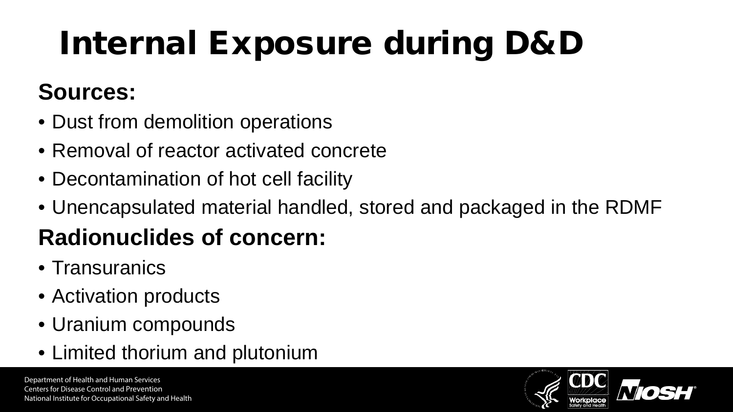# Internal Exposure during D&D

## Sources:

- Dust from demolition operations
- Removal of reactor activated concrete
- Decontamination of hot cell facility
- Unencapsulated material handled, stored and packaged in the RDMF

## Radionuclides of concern:

- Transuranics
- Activation products
- Uranium compounds
- Limited thorium and plutonium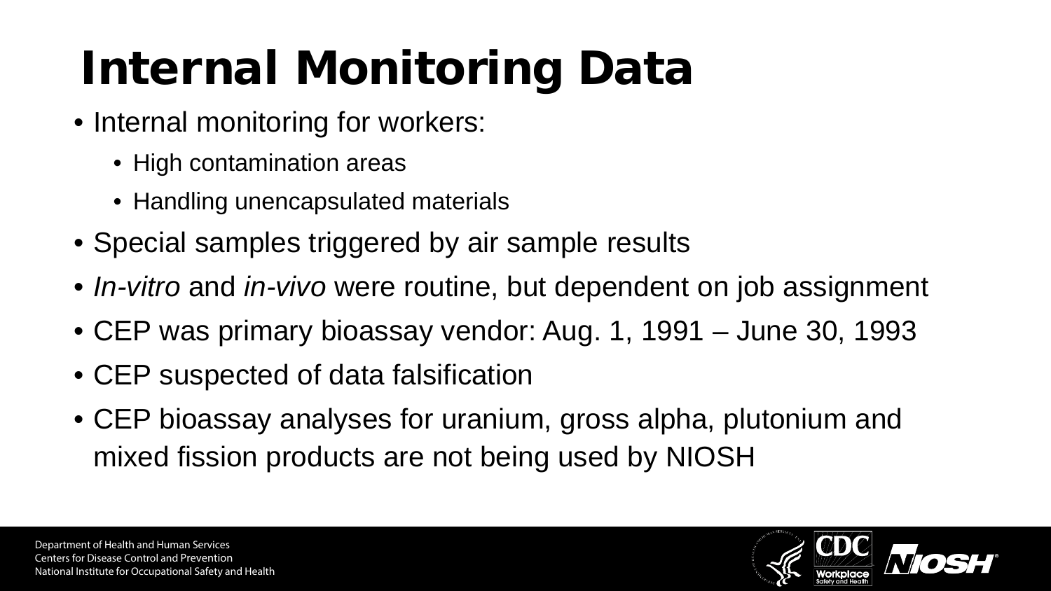# Internal Monitoring Data

- Internal monitoring for workers:
  - High contamination areas
  - Handling unencapsulated materials
- Special samples triggered by air sample results
- *In-vitro* and *in-vivo* were routine, but dependent on job assignment
- CEP was primary bioassay vendor: Aug. 1, 1991 – June 30, 1993
- CEP suspected of data falsification
- CEP bioassay analyses for uranium, gross alpha, plutonium and mixed fission products are not being used by NIOSH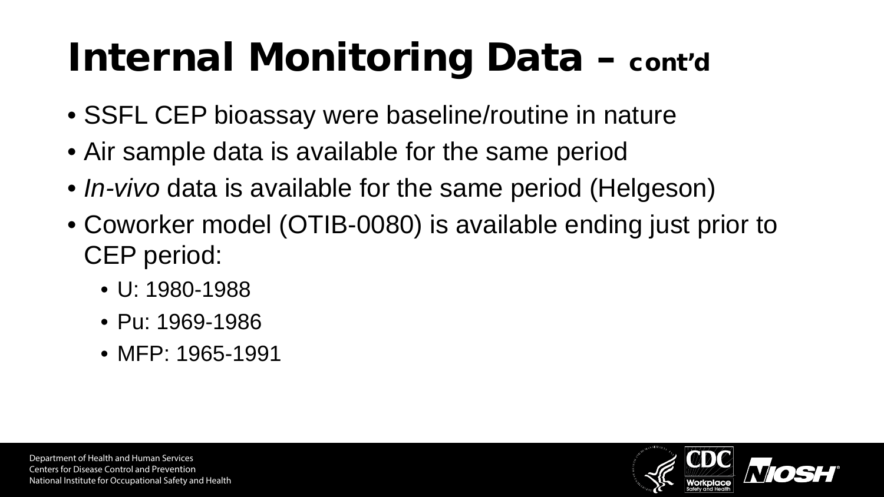# Internal Monitoring Data – cont'd

- SSFL CEP bioassay were baseline/routine in nature
- Air sample data is available for the same period
- *In-vivo* data is available for the same period (Helgeson)
- Coworker model (OTIB-0080) is available ending just prior to CEP period:
  - U: 1980-1988
  - Pu: 1969-1986
  - MFP: 1965-1991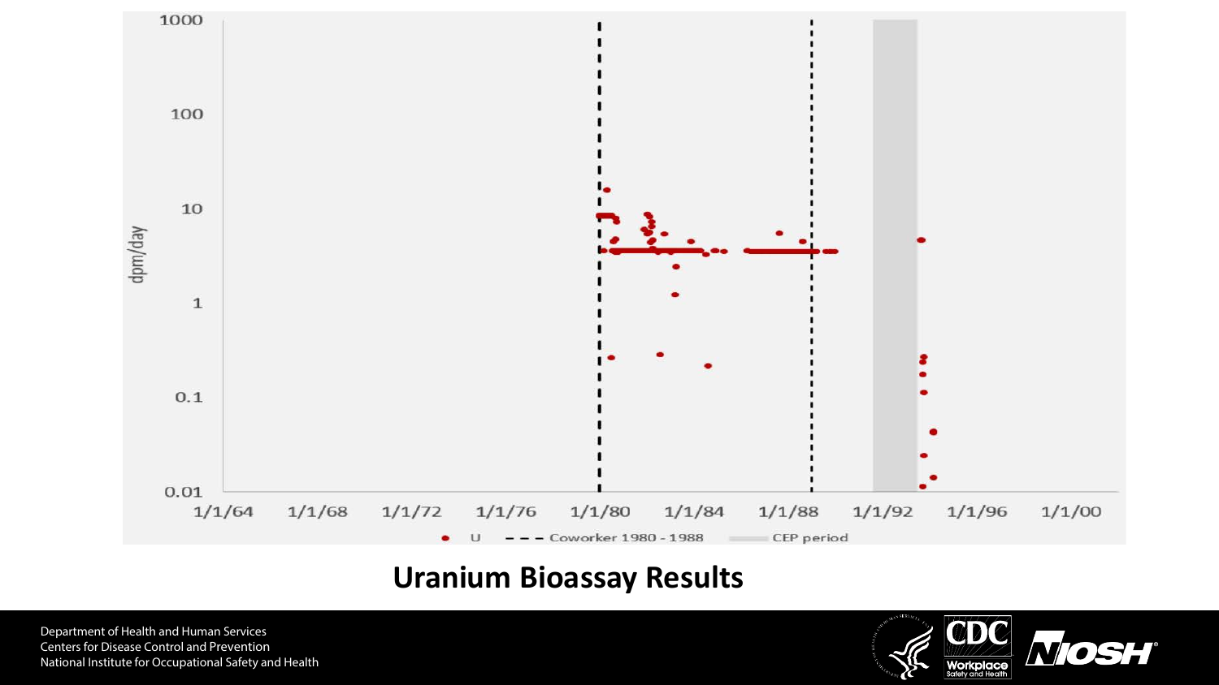## Uranium Bioassay Results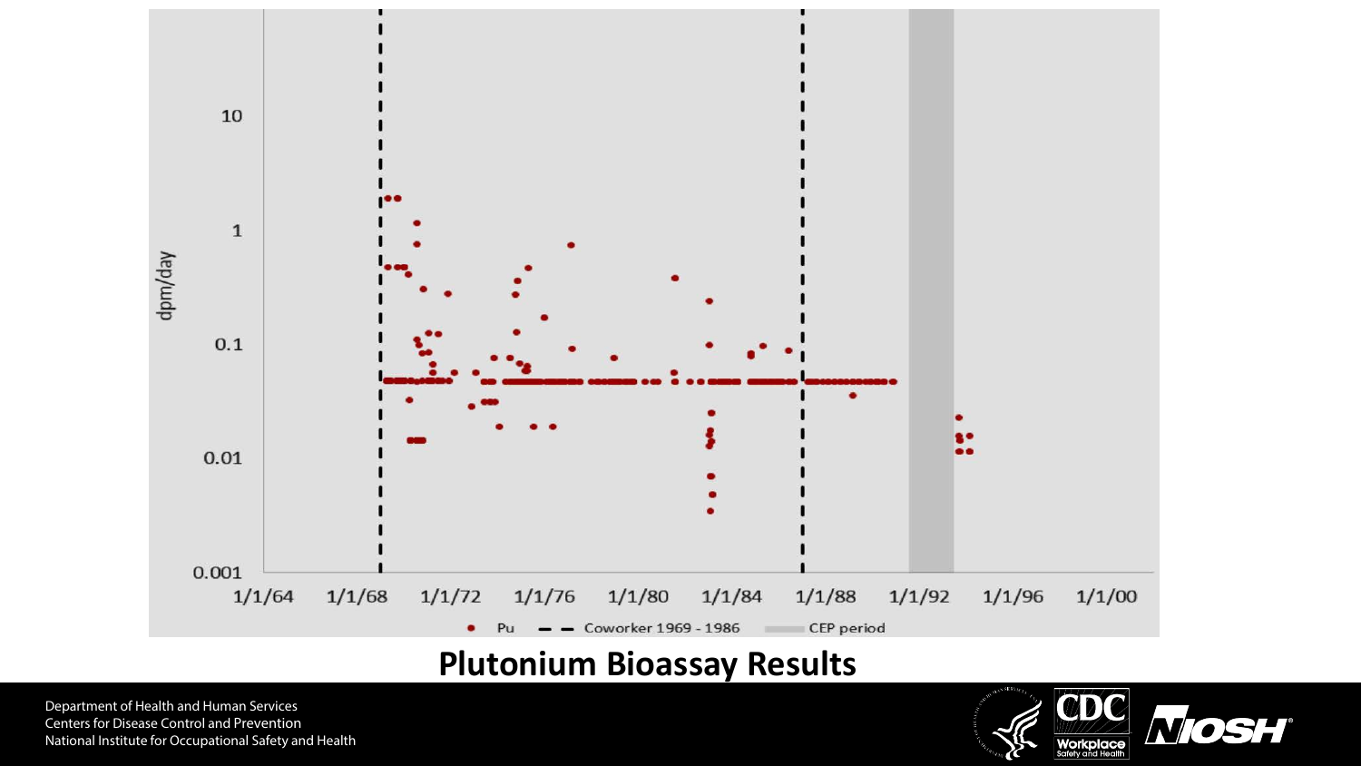## Plutonium Bioassay Results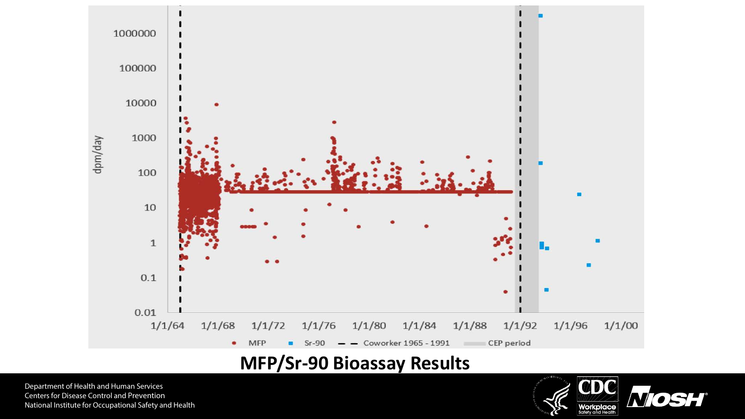**MFP/Sr-90 Bioassay Results**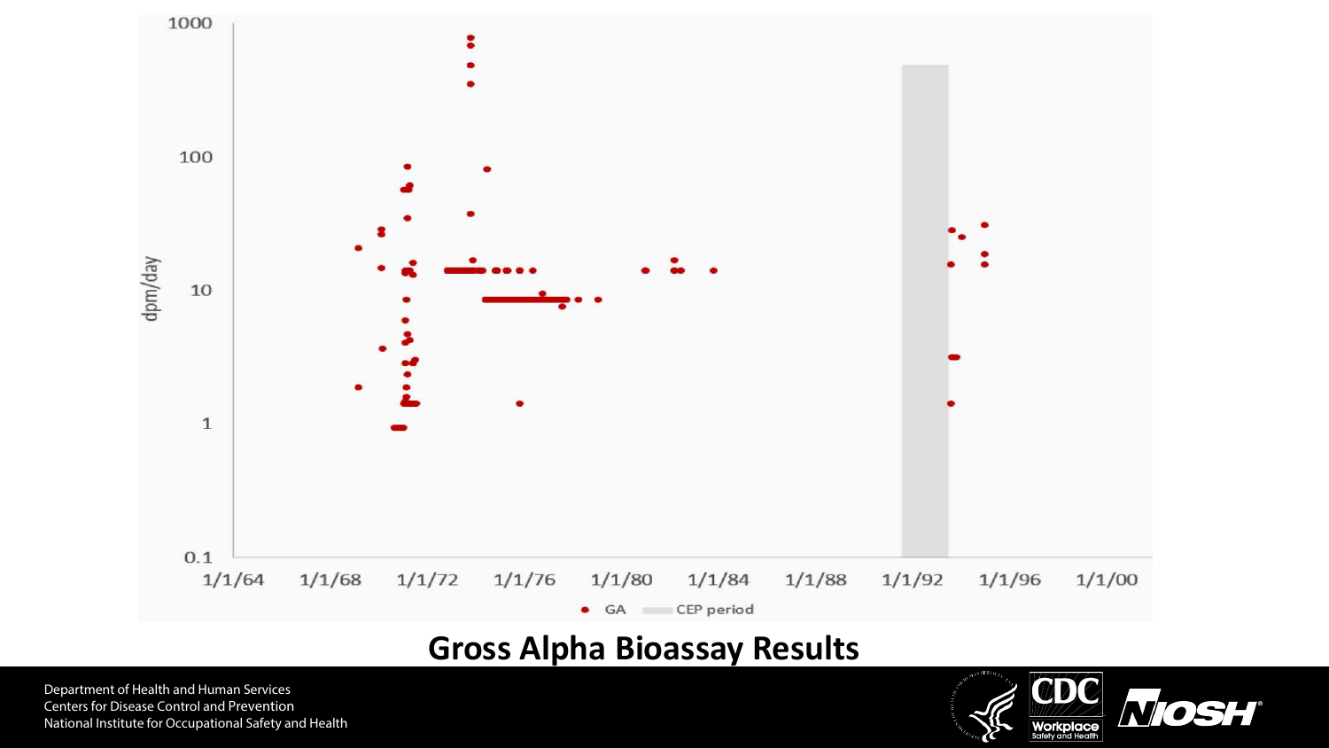# Gross Alpha Bioassay Results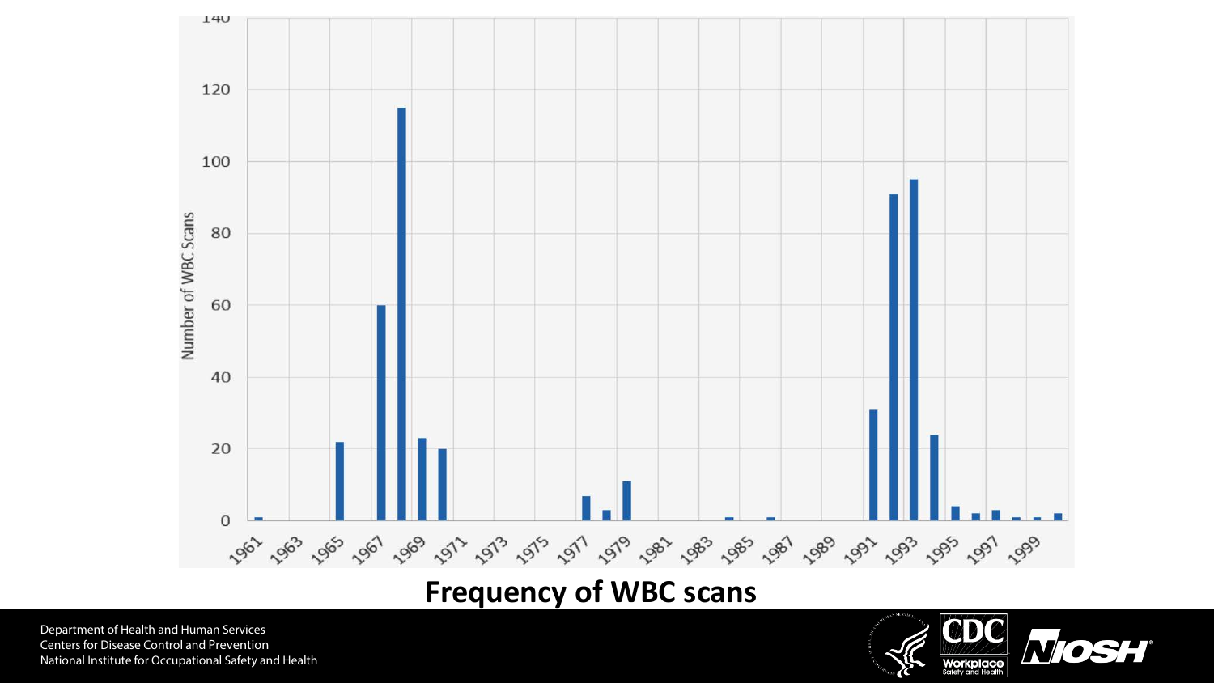**Frequency of WBC scans**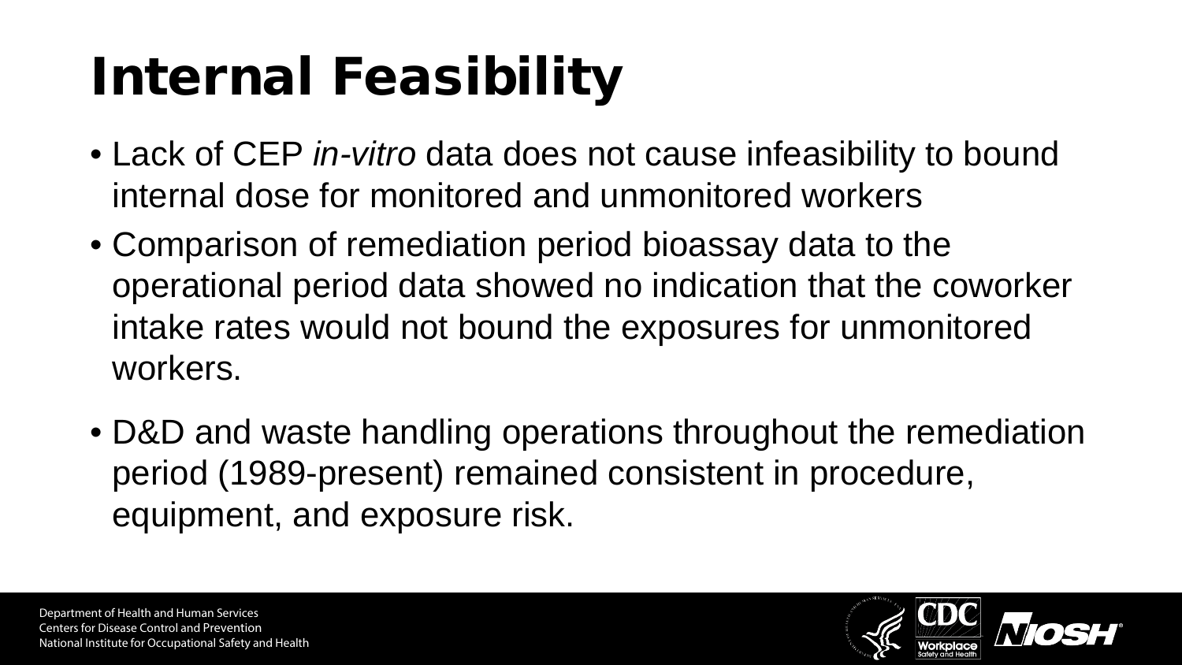# Internal Feasibility

- Lack of CEP *in-vitro* data does not cause infeasibility to bound internal dose for monitored and unmonitored workers
- Comparison of remediation period bioassay data to the operational period data showed no indication that the coworker intake rates would not bound the exposures for unmonitored workers.
- D&D and waste handling operations throughout the remediation period (1989-present) remained consistent in procedure, equipment, and exposure risk.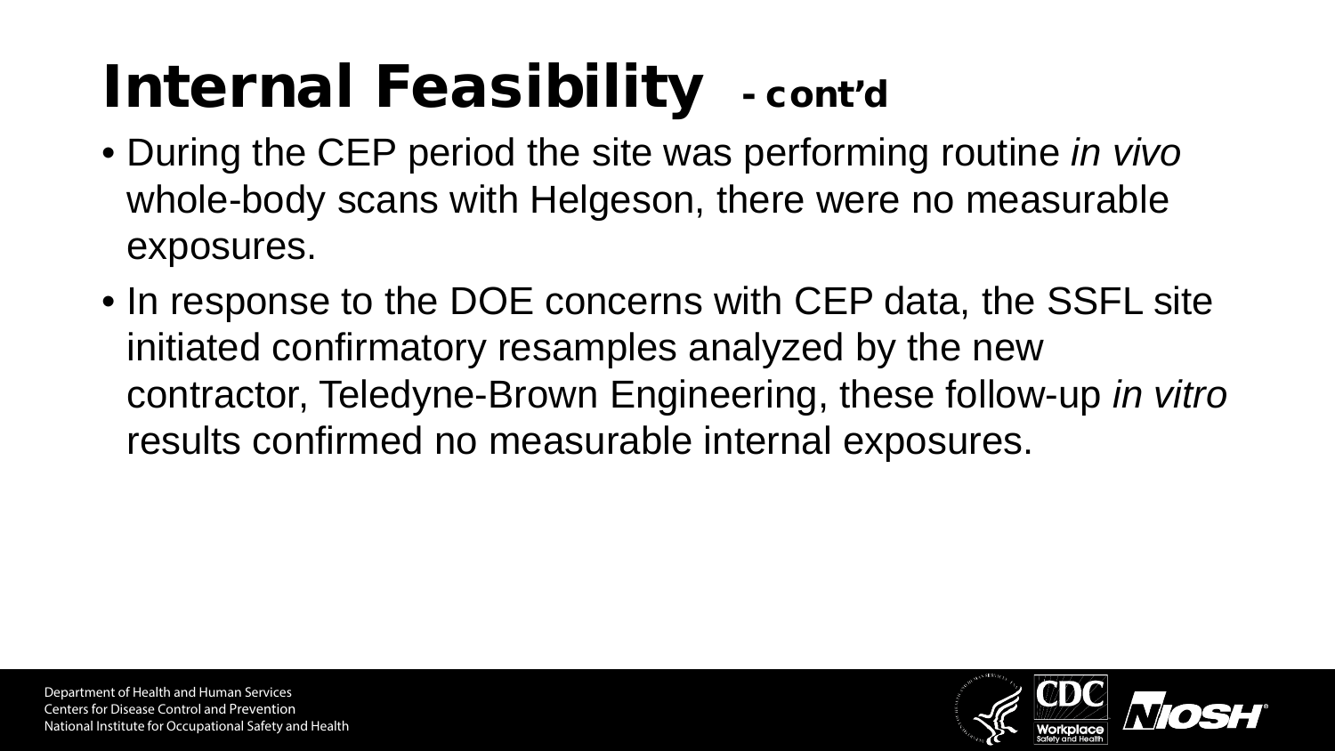# Internal Feasibility - cont'd

- During the CEP period the site was performing routine *in vivo* whole-body scans with Helgeson, there were no measurable exposures.
- In response to the DOE concerns with CEP data, the SSFL site initiated confirmatory resamples analyzed by the new contractor, Teledyne-Brown Engineering, these follow-up *in vitro* results confirmed no measurable internal exposures.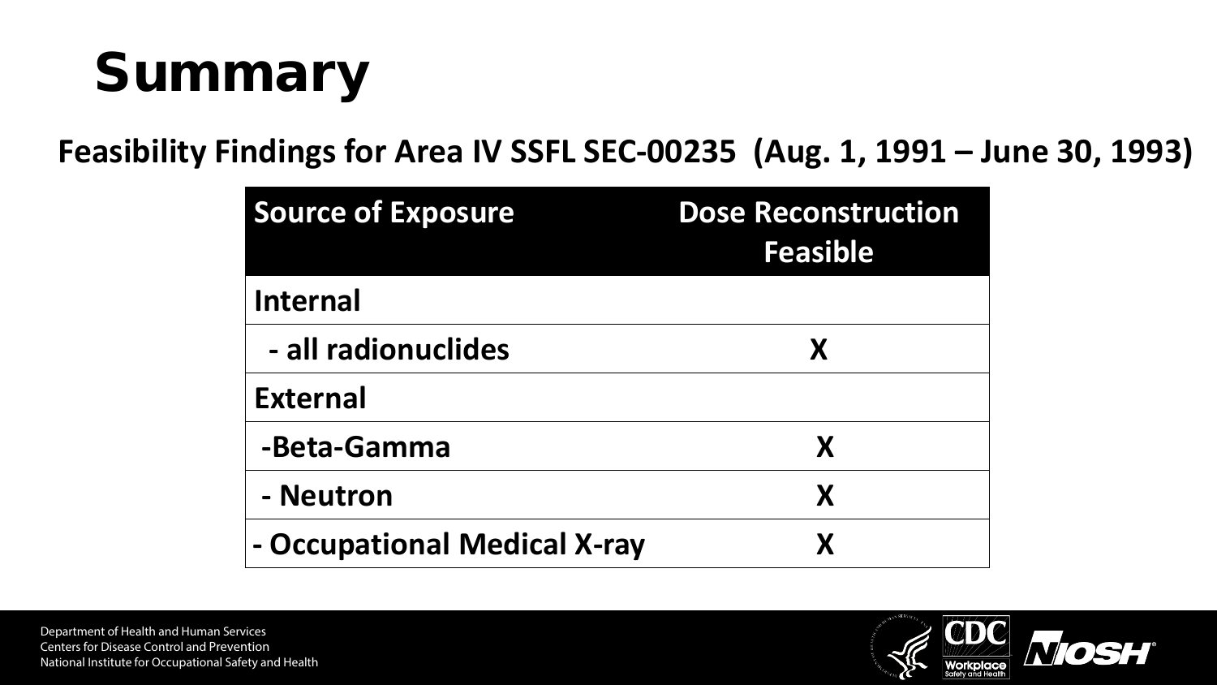# Summary

**Feasibility Findings for Area IV SSFL SEC-00235 (Aug. 1, 1991 – June 30, 1993)**

| Source of Exposure | Dose Reconstruction Feasible |
|---|---|
| **Internal** | |
| **- all radionuclides** | **X** |
| **External** | |
| **-Beta-Gamma** | **X** |
| **- Neutron** | **X** |
| **- Occupational Medical X-ray** | **X** |

Department of Health and Human Services
Centers for Disease Control and Prevention
National Institute for Occupational Safety and Health